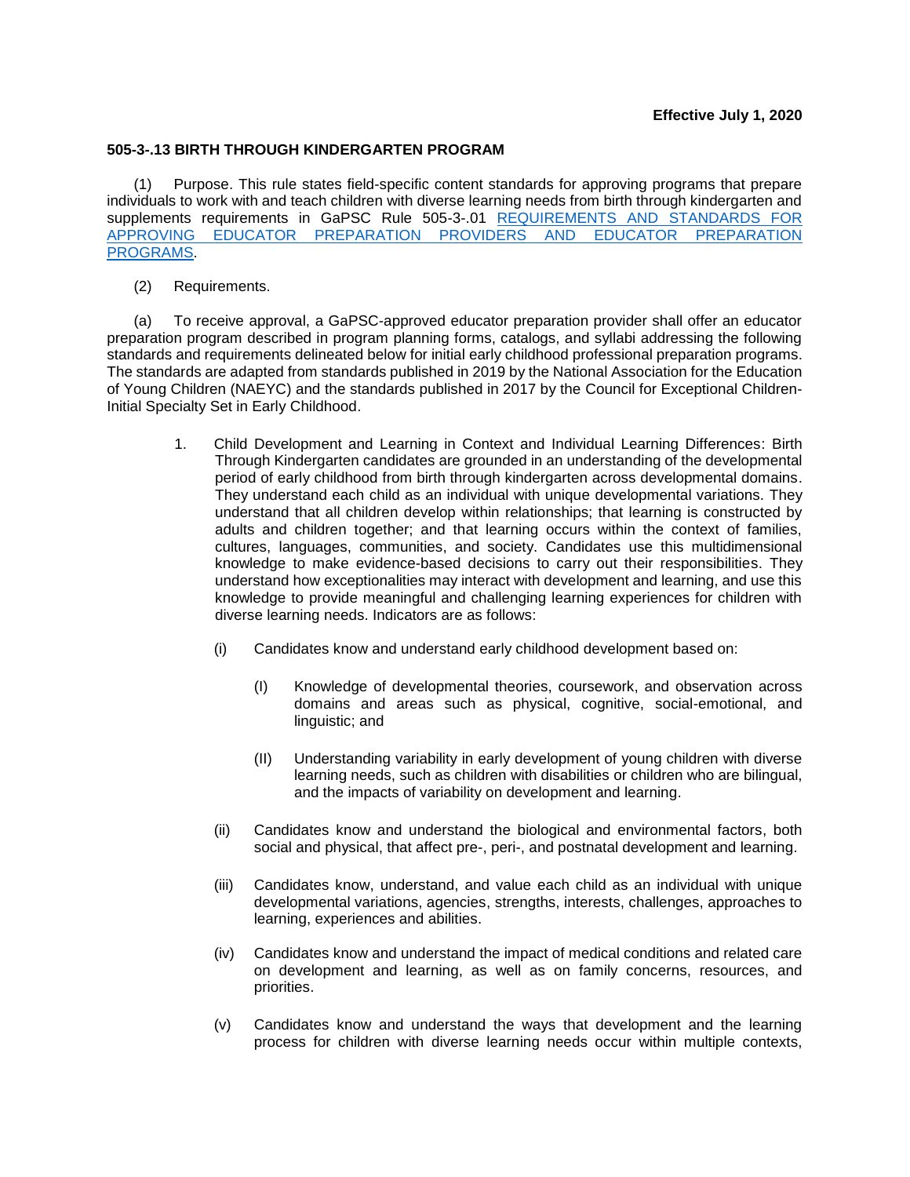**Effective July 1, 2020**

## 505-3-.13 BIRTH THROUGH KINDERGARTEN PROGRAM

(1) Purpose. This rule states field-specific content standards for approving programs that prepare individuals to work with and teach children with diverse learning needs from birth through kindergarten and supplements requirements in GaPSC Rule 505-3-.01 REQUIREMENTS AND STANDARDS FOR APPROVING EDUCATOR PREPARATION PROVIDERS AND EDUCATOR PREPARATION PROGRAMS.

(2) Requirements.

(a) To receive approval, a GaPSC-approved educator preparation provider shall offer an educator preparation program described in program planning forms, catalogs, and syllabi addressing the following standards and requirements delineated below for initial early childhood professional preparation programs. The standards are adapted from standards published in 2019 by the National Association for the Education of Young Children (NAEYC) and the standards published in 2017 by the Council for Exceptional Children-Initial Specialty Set in Early Childhood.

1. Child Development and Learning in Context and Individual Learning Differences: Birth Through Kindergarten candidates are grounded in an understanding of the developmental period of early childhood from birth through kindergarten across developmental domains. They understand each child as an individual with unique developmental variations. They understand that all children develop within relationships; that learning is constructed by adults and children together; and that learning occurs within the context of families, cultures, languages, communities, and society. Candidates use this multidimensional knowledge to make evidence-based decisions to carry out their responsibilities. They understand how exceptionalities may interact with development and learning, and use this knowledge to provide meaningful and challenging learning experiences for children with diverse learning needs. Indicators are as follows:

   (i) Candidates know and understand early childhood development based on:

      (I) Knowledge of developmental theories, coursework, and observation across domains and areas such as physical, cognitive, social-emotional, and linguistic; and

      (II) Understanding variability in early development of young children with diverse learning needs, such as children with disabilities or children who are bilingual, and the impacts of variability on development and learning.

   (ii) Candidates know and understand the biological and environmental factors, both social and physical, that affect pre-, peri-, and postnatal development and learning.

   (iii) Candidates know, understand, and value each child as an individual with unique developmental variations, agencies, strengths, interests, challenges, approaches to learning, experiences and abilities.

   (iv) Candidates know and understand the impact of medical conditions and related care on development and learning, as well as on family concerns, resources, and priorities.

   (v) Candidates know and understand the ways that development and the learning process for children with diverse learning needs occur within multiple contexts,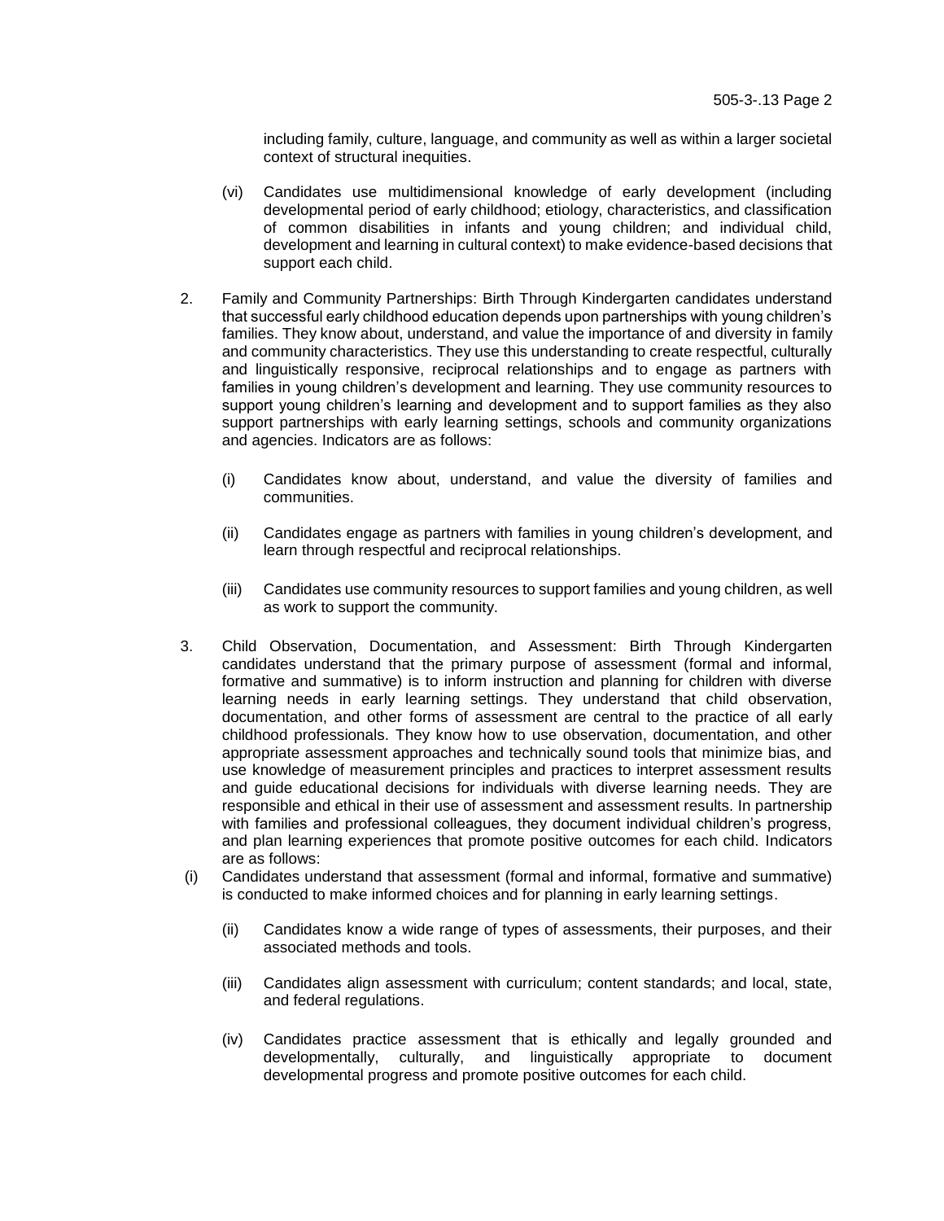including family, culture, language, and community as well as within a larger societal context of structural inequities.

(vi) Candidates use multidimensional knowledge of early development (including developmental period of early childhood; etiology, characteristics, and classification of common disabilities in infants and young children; and individual child, development and learning in cultural context) to make evidence-based decisions that support each child.

2. Family and Community Partnerships: Birth Through Kindergarten candidates understand that successful early childhood education depends upon partnerships with young children's families. They know about, understand, and value the importance of and diversity in family and community characteristics. They use this understanding to create respectful, culturally and linguistically responsive, reciprocal relationships and to engage as partners with families in young children's development and learning. They use community resources to support young children's learning and development and to support families as they also support partnerships with early learning settings, schools and community organizations and agencies. Indicators are as follows:

   (i) Candidates know about, understand, and value the diversity of families and communities.

   (ii) Candidates engage as partners with families in young children's development, and learn through respectful and reciprocal relationships.

   (iii) Candidates use community resources to support families and young children, as well as work to support the community.

3. Child Observation, Documentation, and Assessment: Birth Through Kindergarten candidates understand that the primary purpose of assessment (formal and informal, formative and summative) is to inform instruction and planning for children with diverse learning needs in early learning settings. They understand that child observation, documentation, and other forms of assessment are central to the practice of all early childhood professionals. They know how to use observation, documentation, and other appropriate assessment approaches and technically sound tools that minimize bias, and use knowledge of measurement principles and practices to interpret assessment results and guide educational decisions for individuals with diverse learning needs. They are responsible and ethical in their use of assessment and assessment results. In partnership with families and professional colleagues, they document individual children's progress, and plan learning experiences that promote positive outcomes for each child. Indicators are as follows:

   (i) Candidates understand that assessment (formal and informal, formative and summative) is conducted to make informed choices and for planning in early learning settings.

   (ii) Candidates know a wide range of types of assessments, their purposes, and their associated methods and tools.

   (iii) Candidates align assessment with curriculum; content standards; and local, state, and federal regulations.

   (iv) Candidates practice assessment that is ethically and legally grounded and developmentally, culturally, and linguistically appropriate to document developmental progress and promote positive outcomes for each child.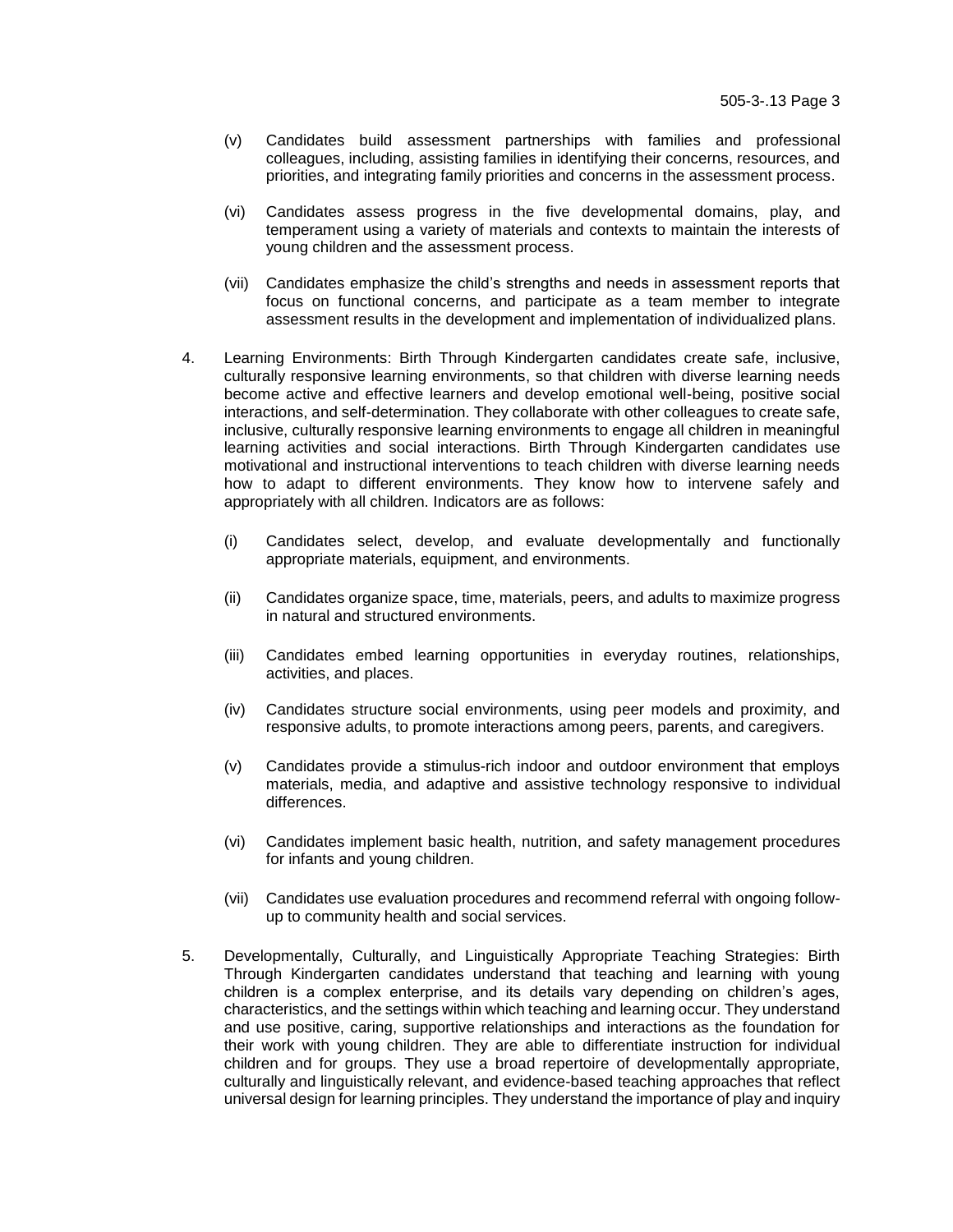(v) Candidates build assessment partnerships with families and professional colleagues, including, assisting families in identifying their concerns, resources, and priorities, and integrating family priorities and concerns in the assessment process.

(vi) Candidates assess progress in the five developmental domains, play, and temperament using a variety of materials and contexts to maintain the interests of young children and the assessment process.

(vii) Candidates emphasize the child's strengths and needs in assessment reports that focus on functional concerns, and participate as a team member to integrate assessment results in the development and implementation of individualized plans.

4. Learning Environments: Birth Through Kindergarten candidates create safe, inclusive, culturally responsive learning environments, so that children with diverse learning needs become active and effective learners and develop emotional well-being, positive social interactions, and self-determination. They collaborate with other colleagues to create safe, inclusive, culturally responsive learning environments to engage all children in meaningful learning activities and social interactions. Birth Through Kindergarten candidates use motivational and instructional interventions to teach children with diverse learning needs how to adapt to different environments. They know how to intervene safely and appropriately with all children. Indicators are as follows:

   (i) Candidates select, develop, and evaluate developmentally and functionally appropriate materials, equipment, and environments.

   (ii) Candidates organize space, time, materials, peers, and adults to maximize progress in natural and structured environments.

   (iii) Candidates embed learning opportunities in everyday routines, relationships, activities, and places.

   (iv) Candidates structure social environments, using peer models and proximity, and responsive adults, to promote interactions among peers, parents, and caregivers.

   (v) Candidates provide a stimulus-rich indoor and outdoor environment that employs materials, media, and adaptive and assistive technology responsive to individual differences.

   (vi) Candidates implement basic health, nutrition, and safety management procedures for infants and young children.

   (vii) Candidates use evaluation procedures and recommend referral with ongoing follow-up to community health and social services.

5. Developmentally, Culturally, and Linguistically Appropriate Teaching Strategies: Birth Through Kindergarten candidates understand that teaching and learning with young children is a complex enterprise, and its details vary depending on children's ages, characteristics, and the settings within which teaching and learning occur. They understand and use positive, caring, supportive relationships and interactions as the foundation for their work with young children. They are able to differentiate instruction for individual children and for groups. They use a broad repertoire of developmentally appropriate, culturally and linguistically relevant, and evidence-based teaching approaches that reflect universal design for learning principles. They understand the importance of play and inquiry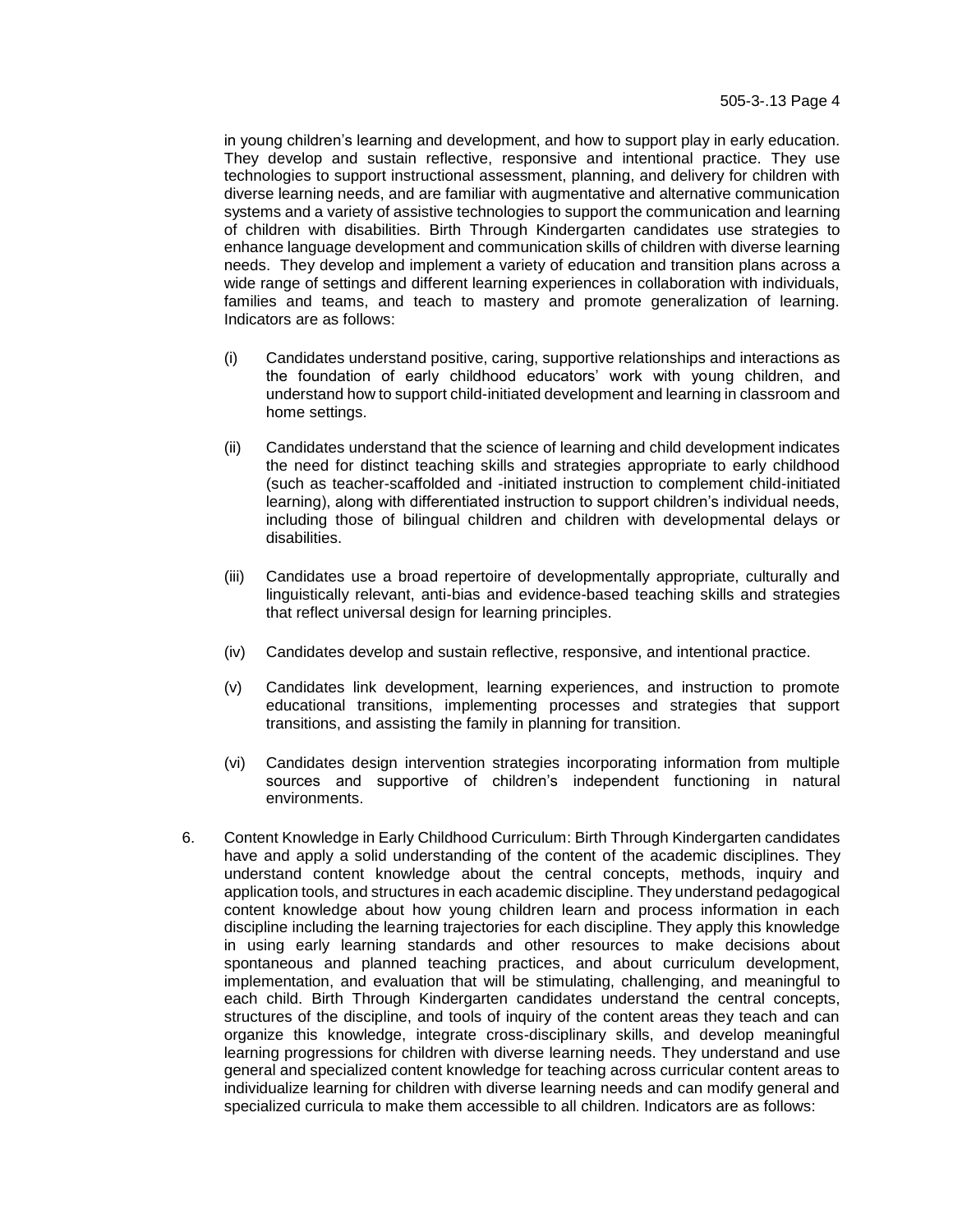in young children's learning and development, and how to support play in early education. They develop and sustain reflective, responsive and intentional practice. They use technologies to support instructional assessment, planning, and delivery for children with diverse learning needs, and are familiar with augmentative and alternative communication systems and a variety of assistive technologies to support the communication and learning of children with disabilities. Birth Through Kindergarten candidates use strategies to enhance language development and communication skills of children with diverse learning needs. They develop and implement a variety of education and transition plans across a wide range of settings and different learning experiences in collaboration with individuals, families and teams, and teach to mastery and promote generalization of learning. Indicators are as follows:

(i) Candidates understand positive, caring, supportive relationships and interactions as the foundation of early childhood educators' work with young children, and understand how to support child-initiated development and learning in classroom and home settings.

(ii) Candidates understand that the science of learning and child development indicates the need for distinct teaching skills and strategies appropriate to early childhood (such as teacher-scaffolded and -initiated instruction to complement child-initiated learning), along with differentiated instruction to support children's individual needs, including those of bilingual children and children with developmental delays or disabilities.

(iii) Candidates use a broad repertoire of developmentally appropriate, culturally and linguistically relevant, anti-bias and evidence-based teaching skills and strategies that reflect universal design for learning principles.

(iv) Candidates develop and sustain reflective, responsive, and intentional practice.

(v) Candidates link development, learning experiences, and instruction to promote educational transitions, implementing processes and strategies that support transitions, and assisting the family in planning for transition.

(vi) Candidates design intervention strategies incorporating information from multiple sources and supportive of children's independent functioning in natural environments.

6. Content Knowledge in Early Childhood Curriculum: Birth Through Kindergarten candidates have and apply a solid understanding of the content of the academic disciplines. They understand content knowledge about the central concepts, methods, inquiry and application tools, and structures in each academic discipline. They understand pedagogical content knowledge about how young children learn and process information in each discipline including the learning trajectories for each discipline. They apply this knowledge in using early learning standards and other resources to make decisions about spontaneous and planned teaching practices, and about curriculum development, implementation, and evaluation that will be stimulating, challenging, and meaningful to each child. Birth Through Kindergarten candidates understand the central concepts, structures of the discipline, and tools of inquiry of the content areas they teach and can organize this knowledge, integrate cross-disciplinary skills, and develop meaningful learning progressions for children with diverse learning needs. They understand and use general and specialized content knowledge for teaching across curricular content areas to individualize learning for children with diverse learning needs and can modify general and specialized curricula to make them accessible to all children. Indicators are as follows: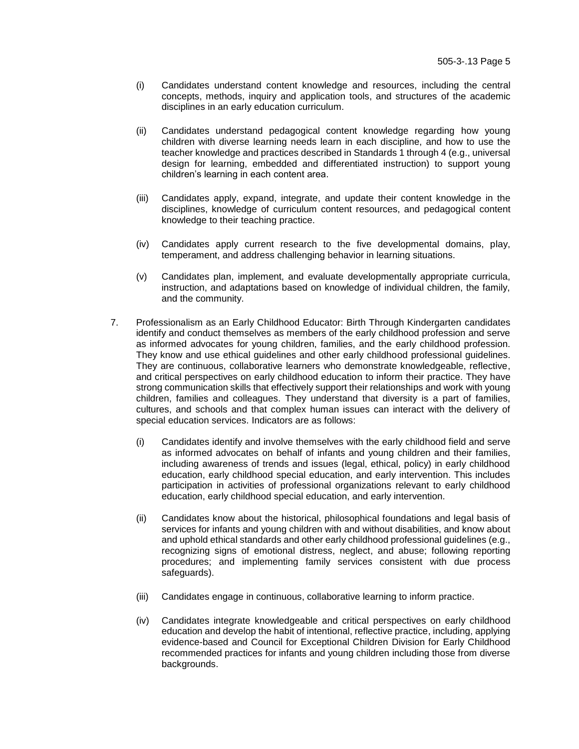(i) Candidates understand content knowledge and resources, including the central concepts, methods, inquiry and application tools, and structures of the academic disciplines in an early education curriculum.

(ii) Candidates understand pedagogical content knowledge regarding how young children with diverse learning needs learn in each discipline, and how to use the teacher knowledge and practices described in Standards 1 through 4 (e.g., universal design for learning, embedded and differentiated instruction) to support young children's learning in each content area.

(iii) Candidates apply, expand, integrate, and update their content knowledge in the disciplines, knowledge of curriculum content resources, and pedagogical content knowledge to their teaching practice.

(iv) Candidates apply current research to the five developmental domains, play, temperament, and address challenging behavior in learning situations.

(v) Candidates plan, implement, and evaluate developmentally appropriate curricula, instruction, and adaptations based on knowledge of individual children, the family, and the community.

7. Professionalism as an Early Childhood Educator: Birth Through Kindergarten candidates identify and conduct themselves as members of the early childhood profession and serve as informed advocates for young children, families, and the early childhood profession. They know and use ethical guidelines and other early childhood professional guidelines. They are continuous, collaborative learners who demonstrate knowledgeable, reflective, and critical perspectives on early childhood education to inform their practice. They have strong communication skills that effectively support their relationships and work with young children, families and colleagues. They understand that diversity is a part of families, cultures, and schools and that complex human issues can interact with the delivery of special education services. Indicators are as follows:

    (i) Candidates identify and involve themselves with the early childhood field and serve as informed advocates on behalf of infants and young children and their families, including awareness of trends and issues (legal, ethical, policy) in early childhood education, early childhood special education, and early intervention. This includes participation in activities of professional organizations relevant to early childhood education, early childhood special education, and early intervention.

    (ii) Candidates know about the historical, philosophical foundations and legal basis of services for infants and young children with and without disabilities, and know about and uphold ethical standards and other early childhood professional guidelines (e.g., recognizing signs of emotional distress, neglect, and abuse; following reporting procedures; and implementing family services consistent with due process safeguards).

    (iii) Candidates engage in continuous, collaborative learning to inform practice.

    (iv) Candidates integrate knowledgeable and critical perspectives on early childhood education and develop the habit of intentional, reflective practice, including, applying evidence-based and Council for Exceptional Children Division for Early Childhood recommended practices for infants and young children including those from diverse backgrounds.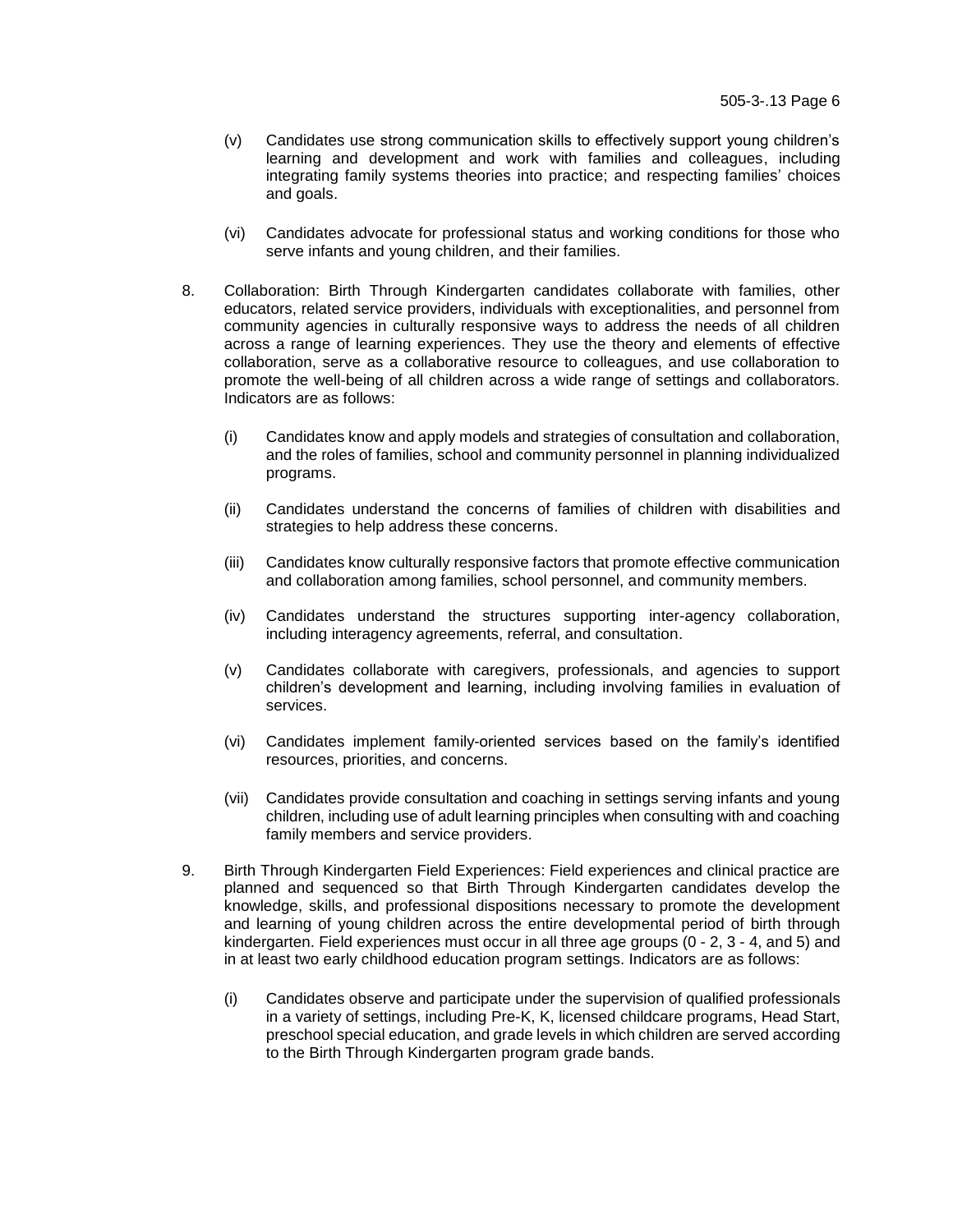(v) Candidates use strong communication skills to effectively support young children's learning and development and work with families and colleagues, including integrating family systems theories into practice; and respecting families' choices and goals.

(vi) Candidates advocate for professional status and working conditions for those who serve infants and young children, and their families.

8. Collaboration: Birth Through Kindergarten candidates collaborate with families, other educators, related service providers, individuals with exceptionalities, and personnel from community agencies in culturally responsive ways to address the needs of all children across a range of learning experiences. They use the theory and elements of effective collaboration, serve as a collaborative resource to colleagues, and use collaboration to promote the well-being of all children across a wide range of settings and collaborators. Indicators are as follows:

   (i) Candidates know and apply models and strategies of consultation and collaboration, and the roles of families, school and community personnel in planning individualized programs.

   (ii) Candidates understand the concerns of families of children with disabilities and strategies to help address these concerns.

   (iii) Candidates know culturally responsive factors that promote effective communication and collaboration among families, school personnel, and community members.

   (iv) Candidates understand the structures supporting inter-agency collaboration, including interagency agreements, referral, and consultation.

   (v) Candidates collaborate with caregivers, professionals, and agencies to support children's development and learning, including involving families in evaluation of services.

   (vi) Candidates implement family-oriented services based on the family's identified resources, priorities, and concerns.

   (vii) Candidates provide consultation and coaching in settings serving infants and young children, including use of adult learning principles when consulting with and coaching family members and service providers.

9. Birth Through Kindergarten Field Experiences: Field experiences and clinical practice are planned and sequenced so that Birth Through Kindergarten candidates develop the knowledge, skills, and professional dispositions necessary to promote the development and learning of young children across the entire developmental period of birth through kindergarten. Field experiences must occur in all three age groups (0 - 2, 3 - 4, and 5) and in at least two early childhood education program settings. Indicators are as follows:

   (i) Candidates observe and participate under the supervision of qualified professionals in a variety of settings, including Pre-K, K, licensed childcare programs, Head Start, preschool special education, and grade levels in which children are served according to the Birth Through Kindergarten program grade bands.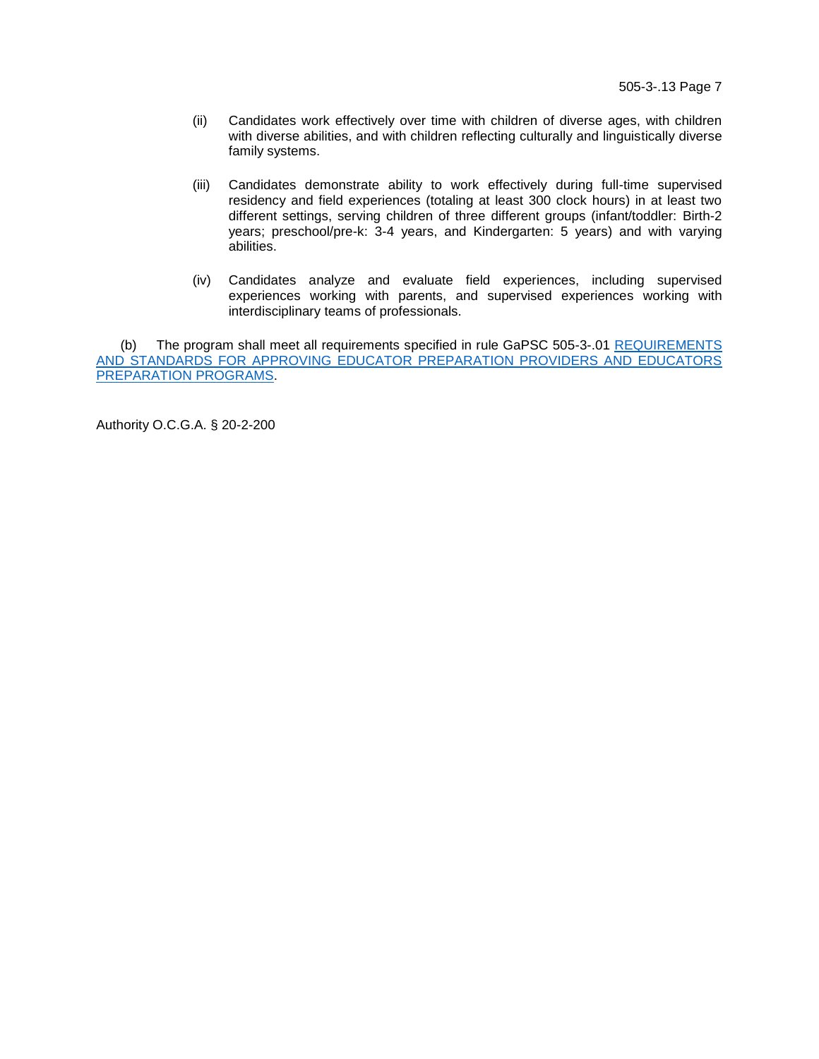(ii) Candidates work effectively over time with children of diverse ages, with children with diverse abilities, and with children reflecting culturally and linguistically diverse family systems.

(iii) Candidates demonstrate ability to work effectively during full-time supervised residency and field experiences (totaling at least 300 clock hours) in at least two different settings, serving children of three different groups (infant/toddler: Birth-2 years; preschool/pre-k: 3-4 years, and Kindergarten: 5 years) and with varying abilities.

(iv) Candidates analyze and evaluate field experiences, including supervised experiences working with parents, and supervised experiences working with interdisciplinary teams of professionals.

(b) The program shall meet all requirements specified in rule GaPSC 505-3-.01 REQUIREMENTS AND STANDARDS FOR APPROVING EDUCATOR PREPARATION PROVIDERS AND EDUCATORS PREPARATION PROGRAMS.

Authority O.C.G.A. § 20-2-200